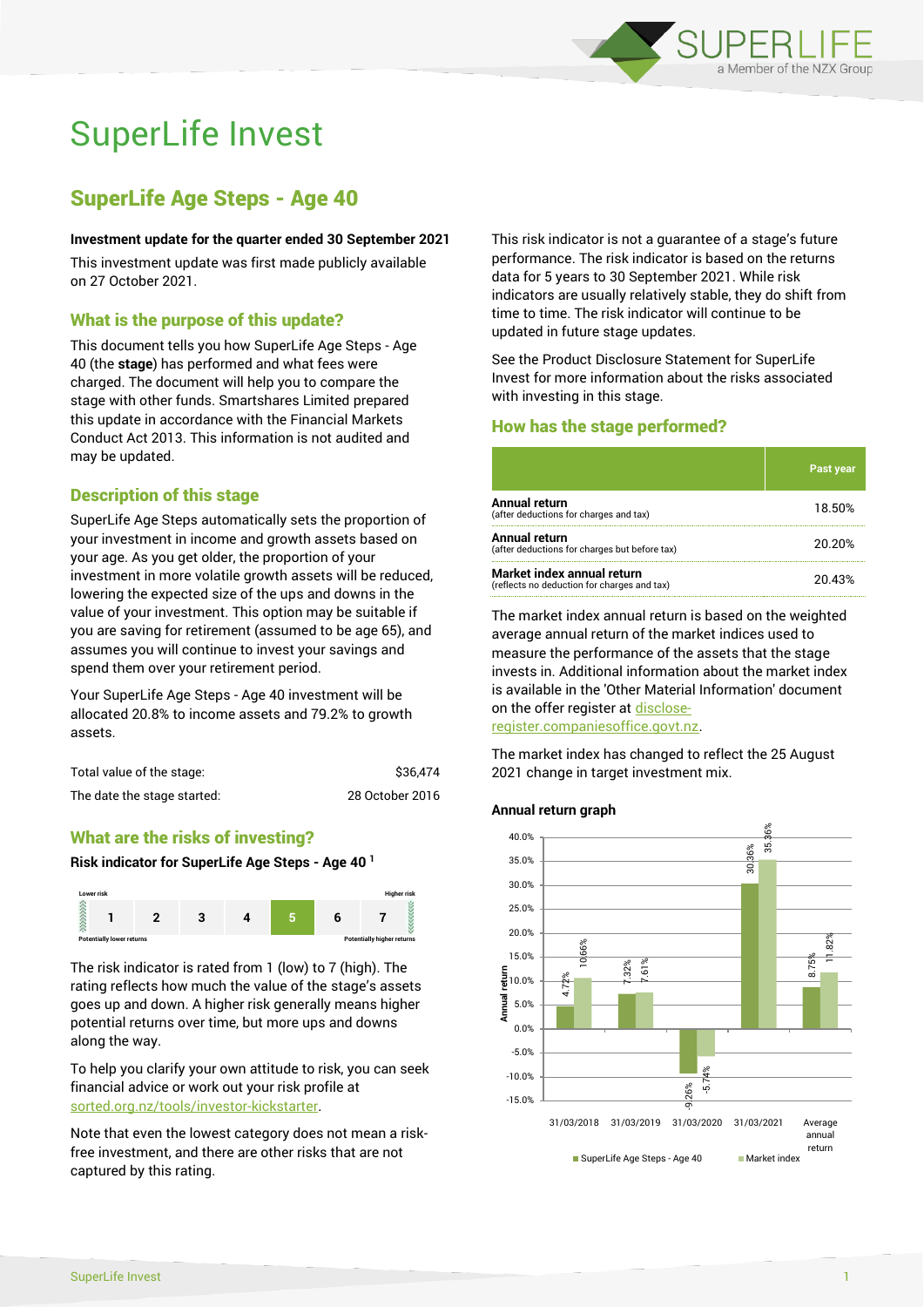# SuperLife Invest

## SuperLife Age Steps - Age 40

**Investment update for the quarter ended 30 September 2021**

This investment update was first made publicly available on 27 October 2021.

### What is the purpose of this update?

This document tells you how SuperLife Age Steps - Age 40 (the **stage**) has performed and what fees were charged. The document will help you to compare the stage with other funds. Smartshares Limited prepared this update in accordance with the Financial Markets Conduct Act 2013. This information is not audited and may be updated.

### Description of this stage

SuperLife Age Steps automatically sets the proportion of your investment in income and growth assets based on your age. As you get older, the proportion of your investment in more volatile growth assets will be reduced, lowering the expected size of the ups and downs in the value of your investment. This option may be suitable if you are saving for retirement (assumed to be age 65), and assumes you will continue to invest your savings and spend them over your retirement period.

Your SuperLife Age Steps - Age 40 investment will be allocated 20.8% to income assets and 79.2% to growth assets.

| | |
|---|---|
| Total value of the stage: | $36,474 |
| The date the stage started: | 28 October 2016 |

### What are the risks of investing?

**Risk indicator for SuperLife Age Steps - Age 40** [1]

| Lower risk | | | | | | Higher risk |
|---|---|---|---|---|---|---|
| 1 | 2 | 3 | 4 | **5** | 6 | 7 |
| Potentially lower returns | | | | | | Potentially higher returns |

The risk indicator is rated from 1 (low) to 7 (high). The rating reflects how much the value of the stage's assets goes up and down. A higher risk generally means higher potential returns over time, but more ups and downs along the way.

To help you clarify your own attitude to risk, you can seek financial advice or work out your risk profile at sorted.org.nz/tools/investor-kickstarter.

Note that even the lowest category does not mean a risk-free investment, and there are other risks that are not captured by this rating.

This risk indicator is not a guarantee of a stage's future performance. The risk indicator is based on the returns data for 5 years to 30 September 2021. While risk indicators are usually relatively stable, they do shift from time to time. The risk indicator will continue to be updated in future stage updates.

See the Product Disclosure Statement for SuperLife Invest for more information about the risks associated with investing in this stage.

### How has the stage performed?

| | Past year |
|---|---|
| **Annual return** (after deductions for charges and tax) | 18.50% |
| **Annual return** (after deductions for charges but before tax) | 20.20% |
| **Market index annual return** (reflects no deduction for charges and tax) | 20.43% |

The market index annual return is based on the weighted average annual return of the market indices used to measure the performance of the assets that the stage invests in. Additional information about the market index is available in the 'Other Material Information' document on the offer register at disclose-register.companiesoffice.govt.nz.

The market index has changed to reflect the 25 August 2021 change in target investment mix.

**Annual return graph**

| | SuperLife Age Steps - Age 40 | Market index |
|---|---|---|
| 31/03/2018 | 4.72% | 10.66% |
| 31/03/2019 | 7.32% | 7.61% |
| 31/03/2020 | -9.26% | -5.74% |
| 31/03/2021 | 30.36% | 35.36% |
| Average annual return | 8.75% | 11.82% |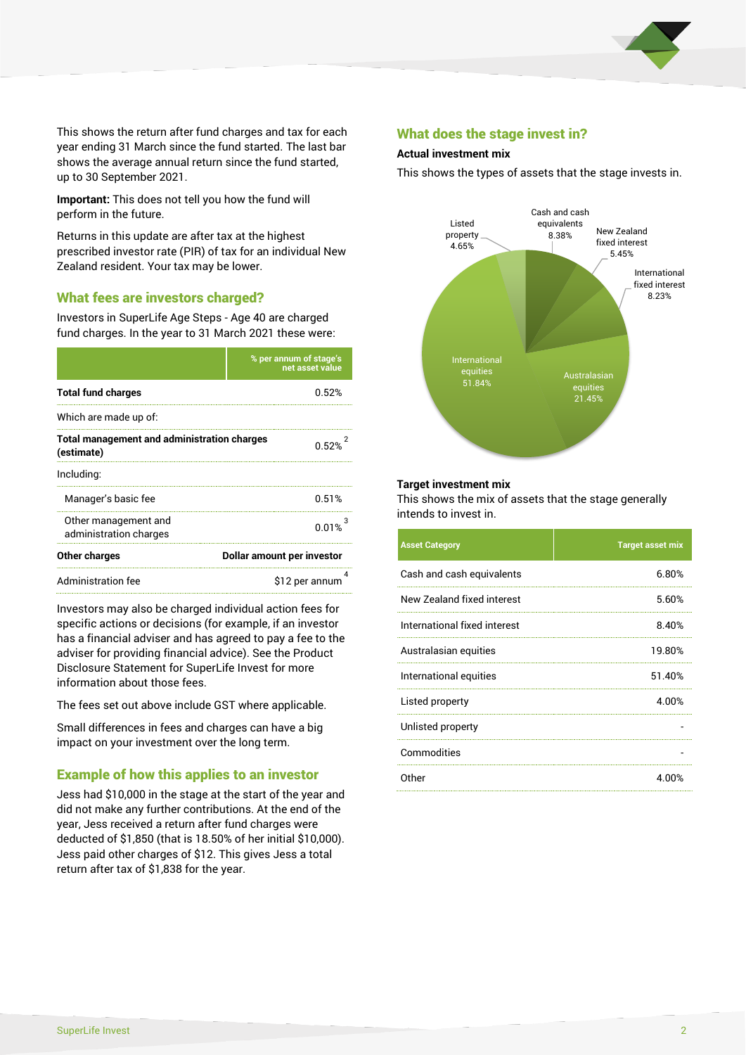This shows the return after fund charges and tax for each year ending 31 March since the fund started. The last bar shows the average annual return since the fund started, up to 30 September 2021.

**Important:** This does not tell you how the fund will perform in the future.

Returns in this update are after tax at the highest prescribed investor rate (PIR) of tax for an individual New Zealand resident. Your tax may be lower.

## What fees are investors charged?

Investors in SuperLife Age Steps - Age 40 are charged fund charges. In the year to 31 March 2021 these were:

| | % per annum of stage's net asset value |
|---|---|
| **Total fund charges** | 0.52% |
| Which are made up of: | |
| **Total management and administration charges (estimate)** | 0.52% [2] |
| Including: | |
| Manager's basic fee | 0.51% |
| Other management and administration charges | 0.01% [3] |
| **Other charges** | **Dollar amount per investor** |
| Administration fee | $12 per annum [4] |

Investors may also be charged individual action fees for specific actions or decisions (for example, if an investor has a financial adviser and has agreed to pay a fee to the adviser for providing financial advice). See the Product Disclosure Statement for SuperLife Invest for more information about those fees.

The fees set out above include GST where applicable.

Small differences in fees and charges can have a big impact on your investment over the long term.

## Example of how this applies to an investor

Jess had $10,000 in the stage at the start of the year and did not make any further contributions. At the end of the year, Jess received a return after fund charges were deducted of $1,850 (that is 18.50% of her initial $10,000). Jess paid other charges of $12. This gives Jess a total return after tax of $1,838 for the year.

## What does the stage invest in?

### Actual investment mix

This shows the types of assets that the stage invests in.

| Asset | Actual mix |
|---|---|
| Cash and cash equivalents | 8.38% |
| New Zealand fixed interest | 5.45% |
| International fixed interest | 8.23% |
| Australasian equities | 21.45% |
| International equities | 51.84% |
| Listed property | 4.65% |

### Target investment mix

This shows the mix of assets that the stage generally intends to invest in.

| Asset Category | Target asset mix |
|---|---|
| Cash and cash equivalents | 6.80% |
| New Zealand fixed interest | 5.60% |
| International fixed interest | 8.40% |
| Australasian equities | 19.80% |
| International equities | 51.40% |
| Listed property | 4.00% |
| Unlisted property | - |
| Commodities | - |
| Other | 4.00% |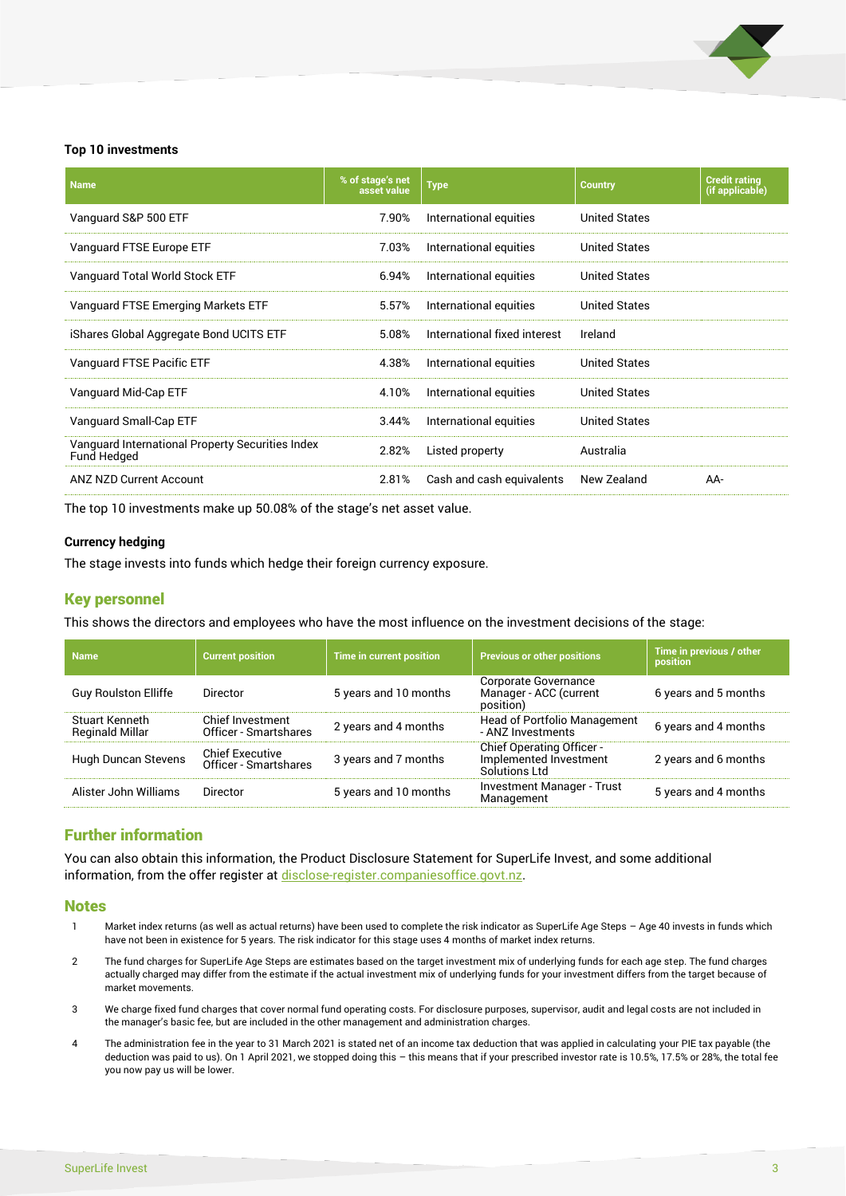### Top 10 investments

| Name | % of stage's net asset value | Type | Country | Credit rating (if applicable) |
|---|---|---|---|---|
| Vanguard S&P 500 ETF | 7.90% | International equities | United States | |
| Vanguard FTSE Europe ETF | 7.03% | International equities | United States | |
| Vanguard Total World Stock ETF | 6.94% | International equities | United States | |
| Vanguard FTSE Emerging Markets ETF | 5.57% | International equities | United States | |
| iShares Global Aggregate Bond UCITS ETF | 5.08% | International fixed interest | Ireland | |
| Vanguard FTSE Pacific ETF | 4.38% | International equities | United States | |
| Vanguard Mid-Cap ETF | 4.10% | International equities | United States | |
| Vanguard Small-Cap ETF | 3.44% | International equities | United States | |
| Vanguard International Property Securities Index Fund Hedged | 2.82% | Listed property | Australia | |
| ANZ NZD Current Account | 2.81% | Cash and cash equivalents | New Zealand | AA- |

The top 10 investments make up 50.08% of the stage's net asset value.

### Currency hedging

The stage invests into funds which hedge their foreign currency exposure.

## Key personnel

This shows the directors and employees who have the most influence on the investment decisions of the stage:

| Name | Current position | Time in current position | Previous or other positions | Time in previous / other position |
|---|---|---|---|---|
| Guy Roulston Elliffe | Director | 5 years and 10 months | Corporate Governance Manager - ACC (current position) | 6 years and 5 months |
| Stuart Kenneth Reginald Millar | Chief Investment Officer - Smartshares | 2 years and 4 months | Head of Portfolio Management - ANZ Investments | 6 years and 4 months |
| Hugh Duncan Stevens | Chief Executive Officer - Smartshares | 3 years and 7 months | Chief Operating Officer - Implemented Investment Solutions Ltd | 2 years and 6 months |
| Alister John Williams | Director | 5 years and 10 months | Investment Manager - Trust Management | 5 years and 4 months |

## Further information

You can also obtain this information, the Product Disclosure Statement for SuperLife Invest, and some additional information, from the offer register at disclose-register.companiesoffice.govt.nz.

## Notes

1. Market index returns (as well as actual returns) have been used to complete the risk indicator as SuperLife Age Steps – Age 40 invests in funds which have not been in existence for 5 years. The risk indicator for this stage uses 4 months of market index returns.
2. The fund charges for SuperLife Age Steps are estimates based on the target investment mix of underlying funds for each age step. The fund charges actually charged may differ from the estimate if the actual investment mix of underlying funds for your investment differs from the target because of market movements.
3. We charge fixed fund charges that cover normal fund operating costs. For disclosure purposes, supervisor, audit and legal costs are not included in the manager's basic fee, but are included in the other management and administration charges.
4. The administration fee in the year to 31 March 2021 is stated net of an income tax deduction that was applied in calculating your PIE tax payable (the deduction was paid to us). On 1 April 2021, we stopped doing this – this means that if your prescribed investor rate is 10.5%, 17.5% or 28%, the total fee you now pay us will be lower.